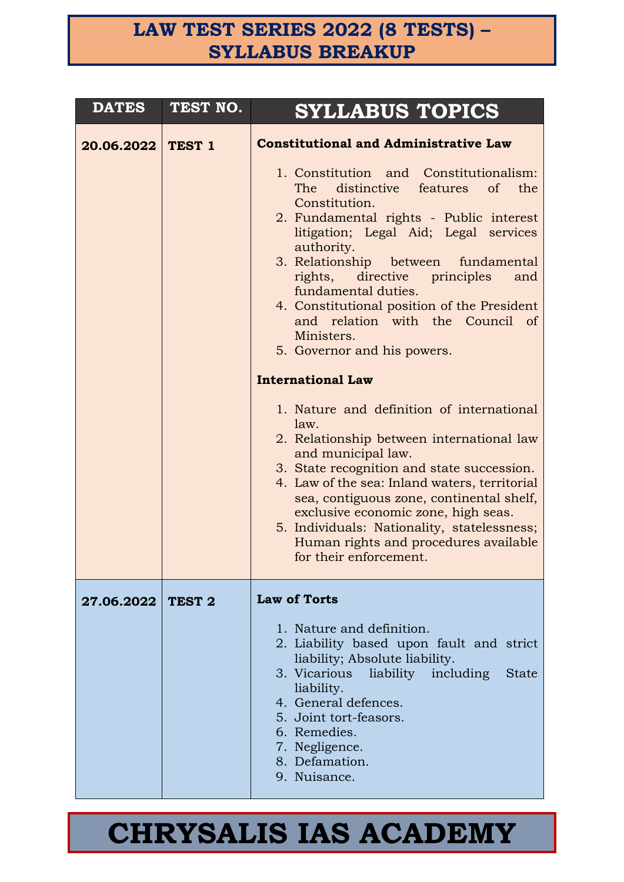# LAW TEST SERIES 2022 (8 TESTS) – SYLLABUS BREAKUP

| DATES | TEST NO. | SYLLABUS TOPICS |
| --- | --- | --- |
| **20.06.2022** | **TEST 1** | **Constitutional and Administrative Law**<br><br>1. Constitution and Constitutionalism: The distinctive features of the Constitution.<br>2. Fundamental rights - Public interest litigation; Legal Aid; Legal services authority.<br>3. Relationship between fundamental rights, directive principles and fundamental duties.<br>4. Constitutional position of the President and relation with the Council of Ministers.<br>5. Governor and his powers.<br><br>**International Law**<br><br>1. Nature and definition of international law.<br>2. Relationship between international law and municipal law.<br>3. State recognition and state succession.<br>4. Law of the sea: Inland waters, territorial sea, contiguous zone, continental shelf, exclusive economic zone, high seas.<br>5. Individuals: Nationality, statelessness; Human rights and procedures available for their enforcement. |
| **27.06.2022** | **TEST 2** | **Law of Torts**<br><br>1. Nature and definition.<br>2. Liability based upon fault and strict liability; Absolute liability.<br>3. Vicarious liability including State liability.<br>4. General defences.<br>5. Joint tort-feasors.<br>6. Remedies.<br>7. Negligence.<br>8. Defamation.<br>9. Nuisance. |

# CHRYSALIS IAS ACADEMY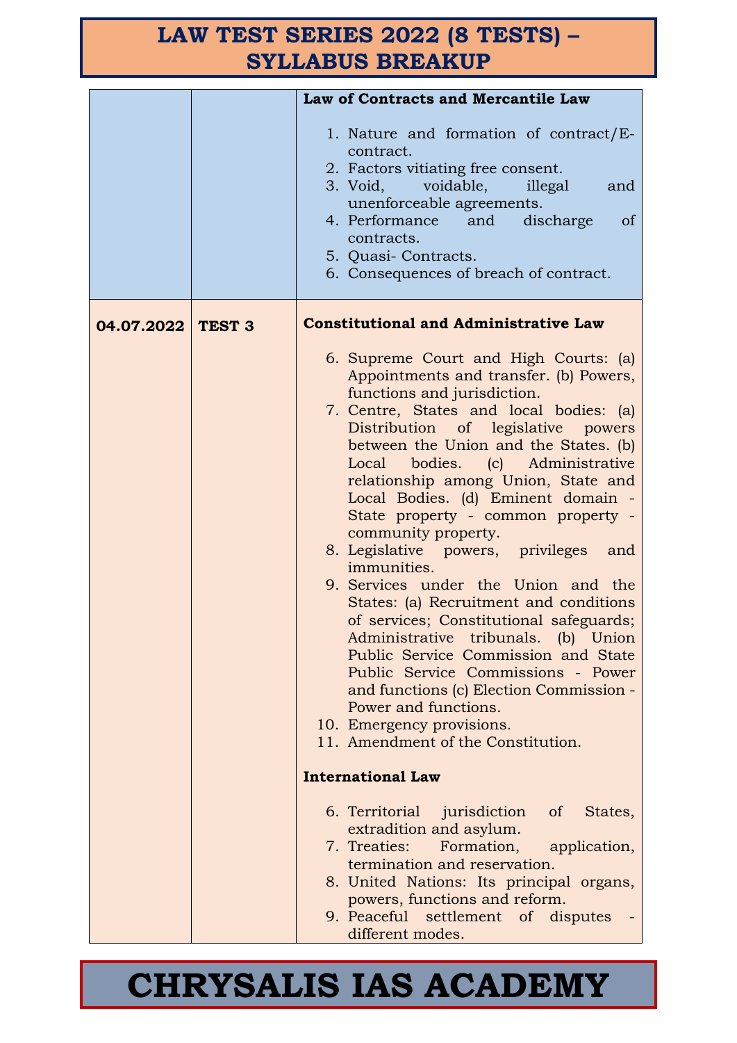# LAW TEST SERIES 2022 (8 TESTS) – SYLLABUS BREAKUP

| | | |
|---|---|---|
| | | **Law of Contracts and Mercantile Law**<br><br>1. Nature and formation of contract/E-contract.<br>2. Factors vitiating free consent.<br>3. Void, voidable, illegal and unenforceable agreements.<br>4. Performance and discharge of contracts.<br>5. Quasi- Contracts.<br>6. Consequences of breach of contract. |
| **04.07.2022** | **TEST 3** | **Constitutional and Administrative Law**<br><br>6. Supreme Court and High Courts: (a) Appointments and transfer. (b) Powers, functions and jurisdiction.<br>7. Centre, States and local bodies: (a) Distribution of legislative powers between the Union and the States. (b) Local bodies. (c) Administrative relationship among Union, State and Local Bodies. (d) Eminent domain - State property - common property - community property.<br>8. Legislative powers, privileges and immunities.<br>9. Services under the Union and the States: (a) Recruitment and conditions of services; Constitutional safeguards; Administrative tribunals. (b) Union Public Service Commission and State Public Service Commissions - Power and functions (c) Election Commission - Power and functions.<br>10. Emergency provisions.<br>11. Amendment of the Constitution.<br><br>**International Law**<br><br>6. Territorial jurisdiction of States, extradition and asylum.<br>7. Treaties: Formation, application, termination and reservation.<br>8. United Nations: Its principal organs, powers, functions and reform.<br>9. Peaceful settlement of disputes - different modes. |

# CHRYSALIS IAS ACADEMY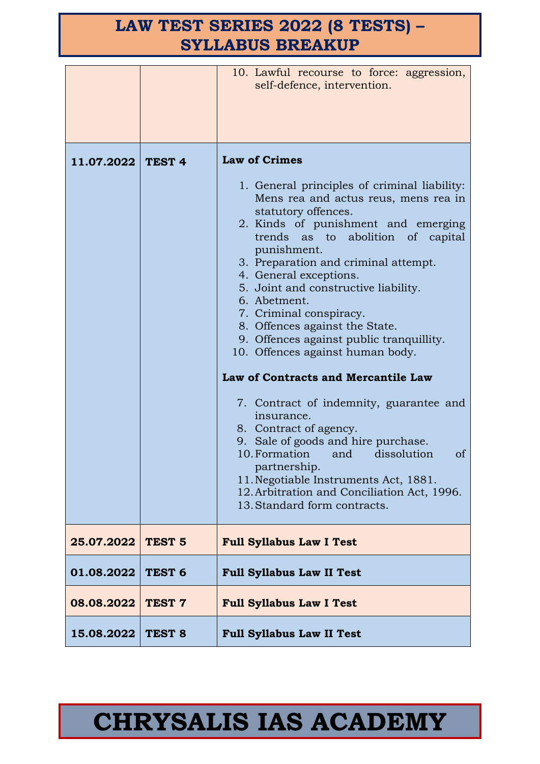# LAW TEST SERIES 2022 (8 TESTS) – SYLLABUS BREAKUP

| | | |
|---|---|---|
| | | 10. Lawful recourse to force: aggression, self-defence, intervention. |
| **11.07.2022** | **TEST 4** | **Law of Crimes**<br><br>1. General principles of criminal liability: Mens rea and actus reus, mens rea in statutory offences.<br>2. Kinds of punishment and emerging trends as to abolition of capital punishment.<br>3. Preparation and criminal attempt.<br>4. General exceptions.<br>5. Joint and constructive liability.<br>6. Abetment.<br>7. Criminal conspiracy.<br>8. Offences against the State.<br>9. Offences against public tranquillity.<br>10. Offences against human body.<br><br>**Law of Contracts and Mercantile Law**<br><br>7. Contract of indemnity, guarantee and insurance.<br>8. Contract of agency.<br>9. Sale of goods and hire purchase.<br>10. Formation and dissolution of partnership.<br>11. Negotiable Instruments Act, 1881.<br>12. Arbitration and Conciliation Act, 1996.<br>13. Standard form contracts. |
| **25.07.2022** | **TEST 5** | **Full Syllabus Law I Test** |
| **01.08.2022** | **TEST 6** | **Full Syllabus Law II Test** |
| **08.08.2022** | **TEST 7** | **Full Syllabus Law I Test** |
| **15.08.2022** | **TEST 8** | **Full Syllabus Law II Test** |

# CHRYSALIS IAS ACADEMY